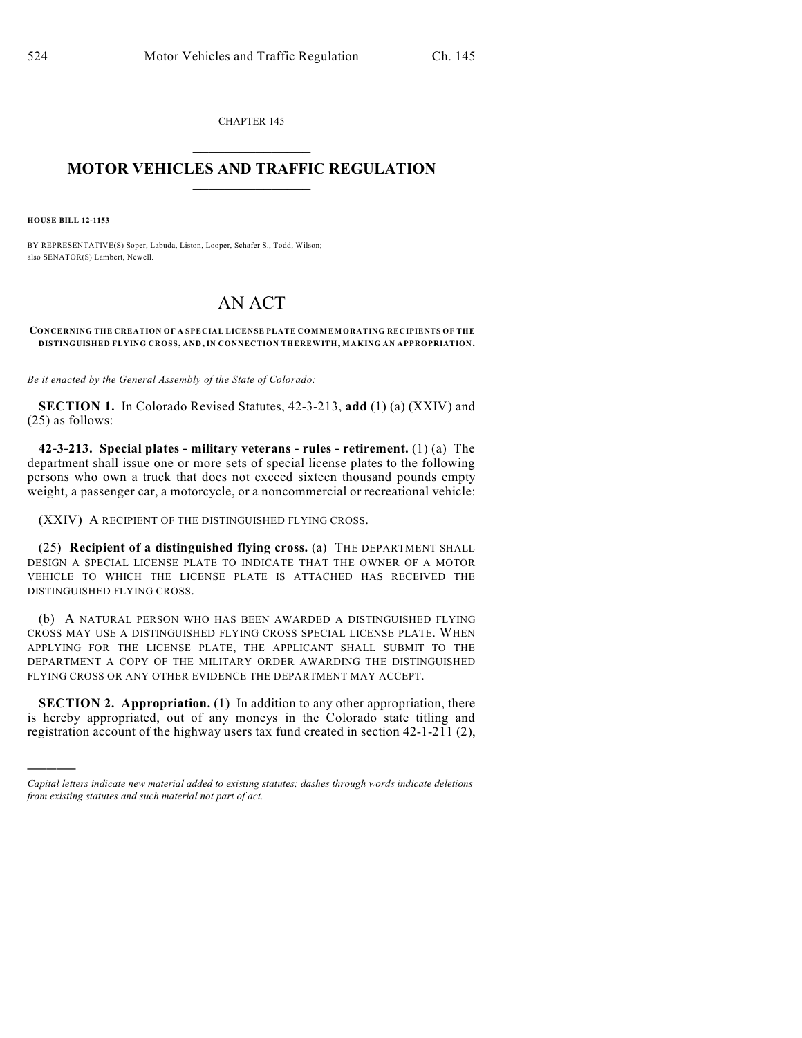CHAPTER 145

# MOTOR VEHICLES AND TRAFFIC REGULATION

**HOUSE BILL 12-1153**

BY REPRESENTATIVE(S) Soper, Labuda, Liston, Looper, Schafer S., Todd, Wilson; also SENATOR(S) Lambert, Newell.

# AN ACT

**CONCERNING THE CREATION OF A SPECIAL LICENSE PLATE COMMEMORATING RECIPIENTS OF THE DISTINGUISHED FLYING CROSS, AND, IN CONNECTION THEREWITH, MAKING AN APPROPRIATION.**

*Be it enacted by the General Assembly of the State of Colorado:*

**SECTION 1.** In Colorado Revised Statutes, 42-3-213, **add** (1) (a) (XXIV) and (25) as follows:

**42-3-213. Special plates - military veterans - rules - retirement.** (1) (a) The department shall issue one or more sets of special license plates to the following persons who own a truck that does not exceed sixteen thousand pounds empty weight, a passenger car, a motorcycle, or a noncommercial or recreational vehicle:

(XXIV) A RECIPIENT OF THE DISTINGUISHED FLYING CROSS.

(25) **Recipient of a distinguished flying cross.** (a) THE DEPARTMENT SHALL DESIGN A SPECIAL LICENSE PLATE TO INDICATE THAT THE OWNER OF A MOTOR VEHICLE TO WHICH THE LICENSE PLATE IS ATTACHED HAS RECEIVED THE DISTINGUISHED FLYING CROSS.

(b) A NATURAL PERSON WHO HAS BEEN AWARDED A DISTINGUISHED FLYING CROSS MAY USE A DISTINGUISHED FLYING CROSS SPECIAL LICENSE PLATE. WHEN APPLYING FOR THE LICENSE PLATE, THE APPLICANT SHALL SUBMIT TO THE DEPARTMENT A COPY OF THE MILITARY ORDER AWARDING THE DISTINGUISHED FLYING CROSS OR ANY OTHER EVIDENCE THE DEPARTMENT MAY ACCEPT.

**SECTION 2. Appropriation.** (1) In addition to any other appropriation, there is hereby appropriated, out of any moneys in the Colorado state titling and registration account of the highway users tax fund created in section 42-1-211 (2),

---

*Capital letters indicate new material added to existing statutes; dashes through words indicate deletions from existing statutes and such material not part of act.*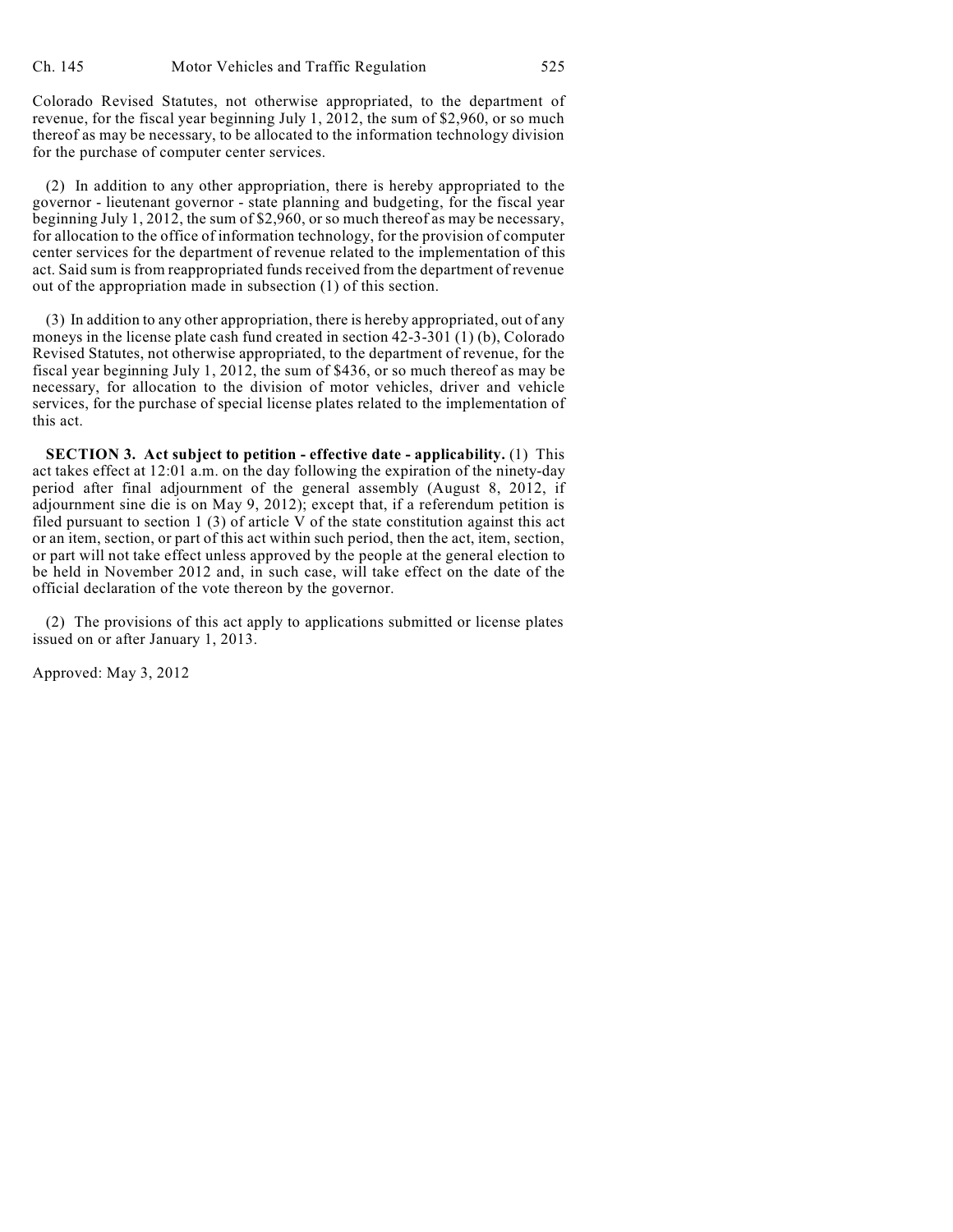Colorado Revised Statutes, not otherwise appropriated, to the department of revenue, for the fiscal year beginning July 1, 2012, the sum of $2,960, or so much thereof as may be necessary, to be allocated to the information technology division for the purchase of computer center services.

(2) In addition to any other appropriation, there is hereby appropriated to the governor - lieutenant governor - state planning and budgeting, for the fiscal year beginning July 1, 2012, the sum of $2,960, or so much thereof as may be necessary, for allocation to the office of information technology, for the provision of computer center services for the department of revenue related to the implementation of this act. Said sum is from reappropriated funds received from the department of revenue out of the appropriation made in subsection (1) of this section.

(3) In addition to any other appropriation, there is hereby appropriated, out of any moneys in the license plate cash fund created in section 42-3-301 (1) (b), Colorado Revised Statutes, not otherwise appropriated, to the department of revenue, for the fiscal year beginning July 1, 2012, the sum of $436, or so much thereof as may be necessary, for allocation to the division of motor vehicles, driver and vehicle services, for the purchase of special license plates related to the implementation of this act.

**SECTION 3. Act subject to petition - effective date - applicability.** (1) This act takes effect at 12:01 a.m. on the day following the expiration of the ninety-day period after final adjournment of the general assembly (August 8, 2012, if adjournment sine die is on May 9, 2012); except that, if a referendum petition is filed pursuant to section 1 (3) of article V of the state constitution against this act or an item, section, or part of this act within such period, then the act, item, section, or part will not take effect unless approved by the people at the general election to be held in November 2012 and, in such case, will take effect on the date of the official declaration of the vote thereon by the governor.

(2) The provisions of this act apply to applications submitted or license plates issued on or after January 1, 2013.

Approved: May 3, 2012